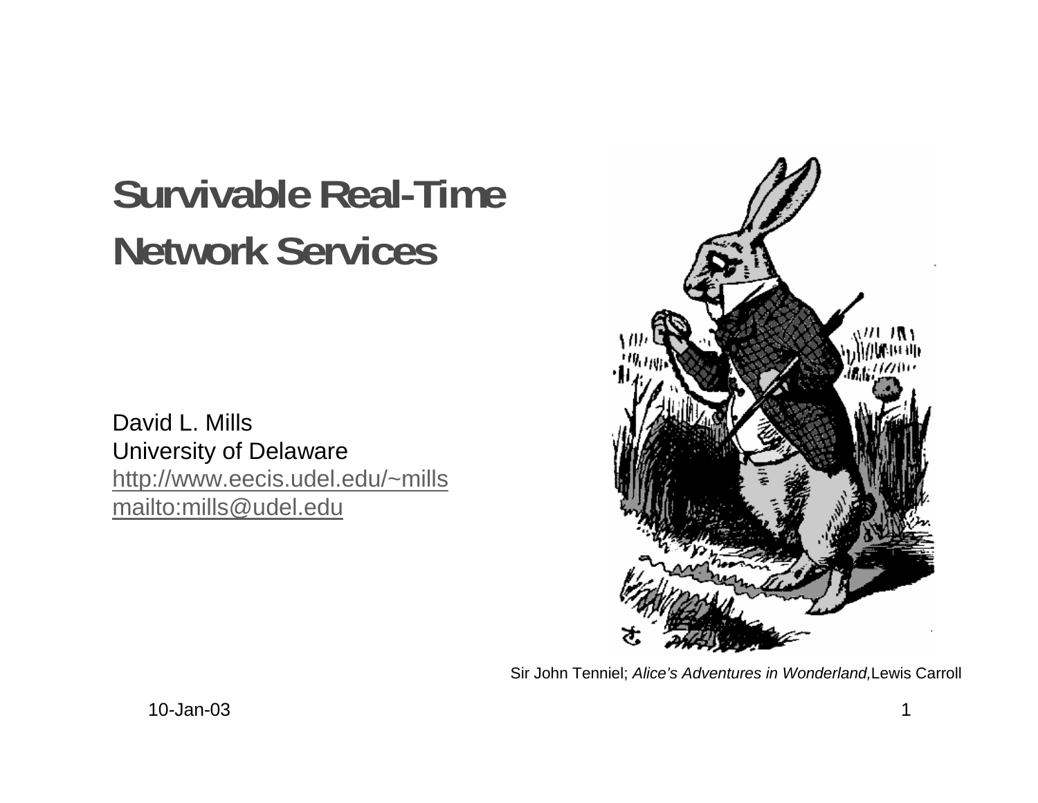# Survivable Real-Time Network Services

David L. Mills
University of Delaware
http://www.eecis.udel.edu/~mills
mailto:mills@udel.edu

Sir John Tenniel; *Alice's Adventures in Wonderland,* Lewis Carroll

10-Jan-03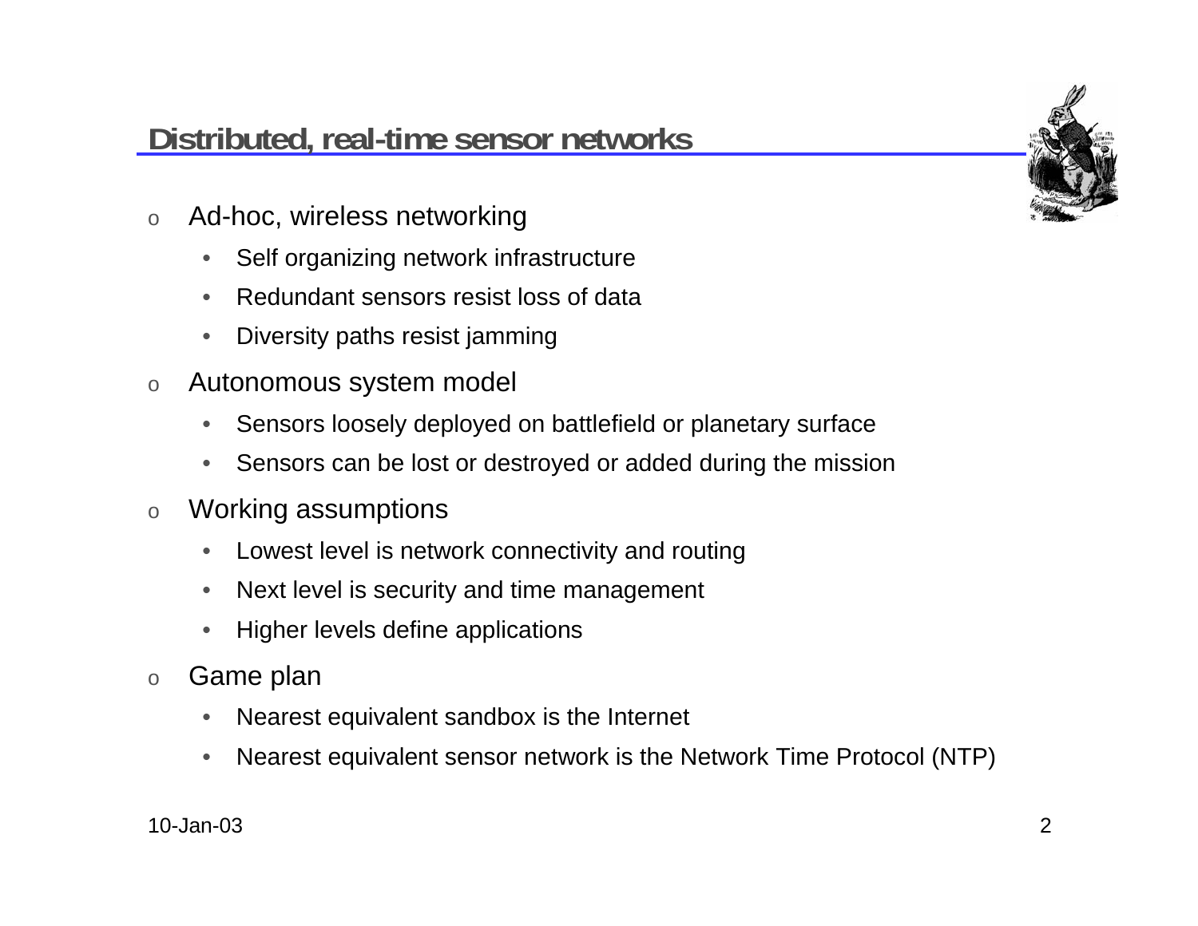## Distributed, real-time sensor networks

- Ad-hoc, wireless networking
  - Self organizing network infrastructure
  - Redundant sensors resist loss of data
  - Diversity paths resist jamming
- Autonomous system model
  - Sensors loosely deployed on battlefield or planetary surface
  - Sensors can be lost or destroyed or added during the mission
- Working assumptions
  - Lowest level is network connectivity and routing
  - Next level is security and time management
  - Higher levels define applications
- Game plan
  - Nearest equivalent sandbox is the Internet
  - Nearest equivalent sensor network is the Network Time Protocol (NTP)

10-Jan-03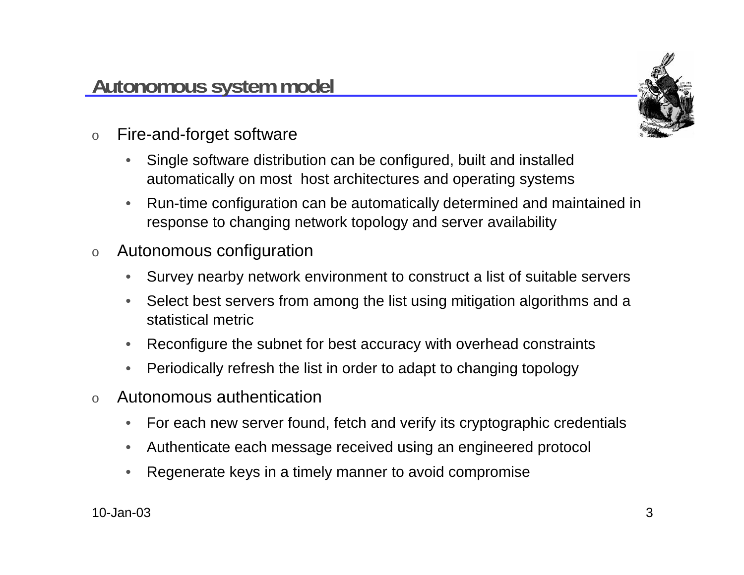## Autonomous system model

- Fire-and-forget software
  - Single software distribution can be configured, built and installed automatically on most host architectures and operating systems
  - Run-time configuration can be automatically determined and maintained in response to changing network topology and server availability
- Autonomous configuration
  - Survey nearby network environment to construct a list of suitable servers
  - Select best servers from among the list using mitigation algorithms and a statistical metric
  - Reconfigure the subnet for best accuracy with overhead constraints
  - Periodically refresh the list in order to adapt to changing topology
- Autonomous authentication
  - For each new server found, fetch and verify its cryptographic credentials
  - Authenticate each message received using an engineered protocol
  - Regenerate keys in a timely manner to avoid compromise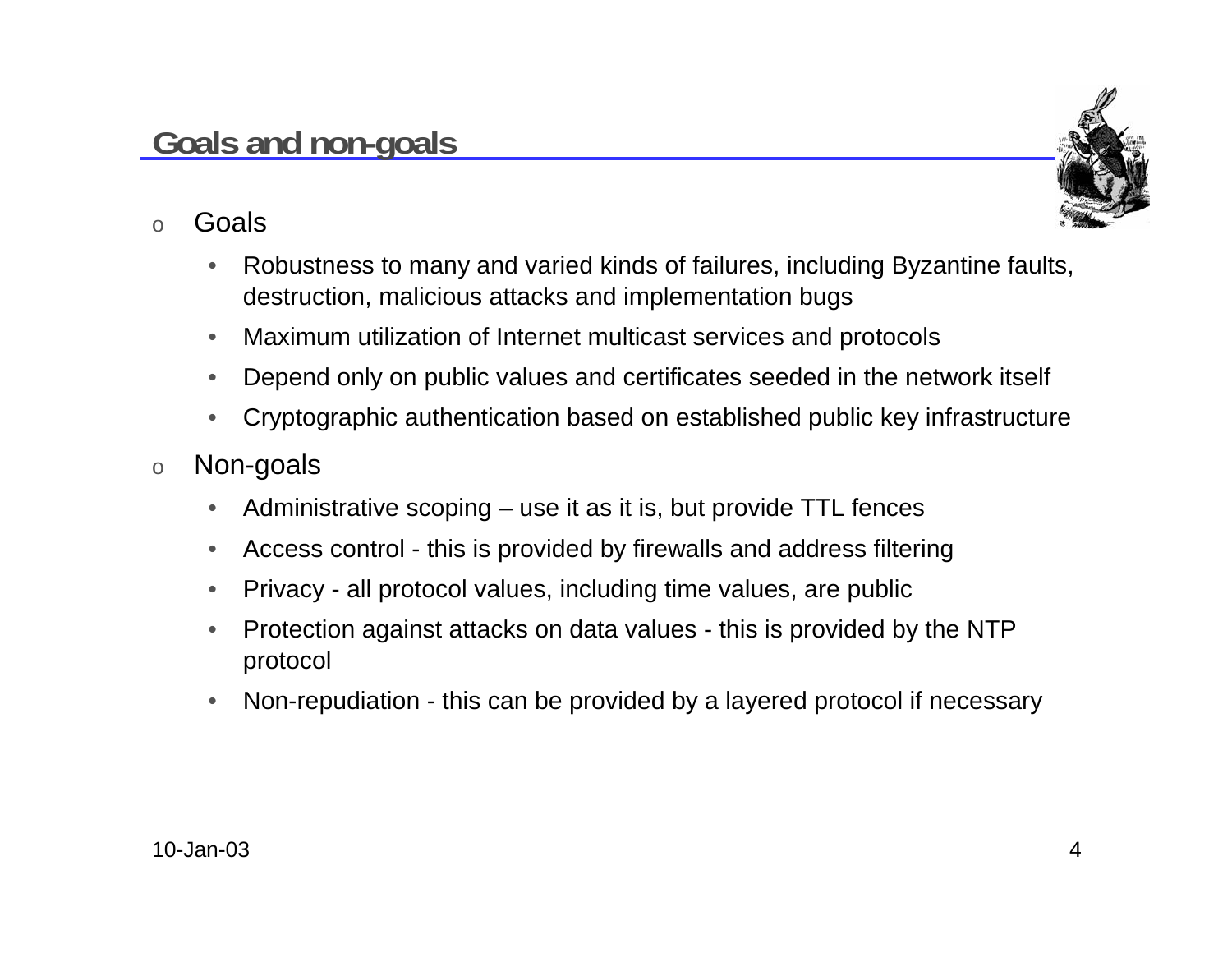## Goals and non-goals

- Goals
  - Robustness to many and varied kinds of failures, including Byzantine faults, destruction, malicious attacks and implementation bugs
  - Maximum utilization of Internet multicast services and protocols
  - Depend only on public values and certificates seeded in the network itself
  - Cryptographic authentication based on established public key infrastructure
- Non-goals
  - Administrative scoping – use it as it is, but provide TTL fences
  - Access control - this is provided by firewalls and address filtering
  - Privacy - all protocol values, including time values, are public
  - Protection against attacks on data values - this is provided by the NTP protocol
  - Non-repudiation - this can be provided by a layered protocol if necessary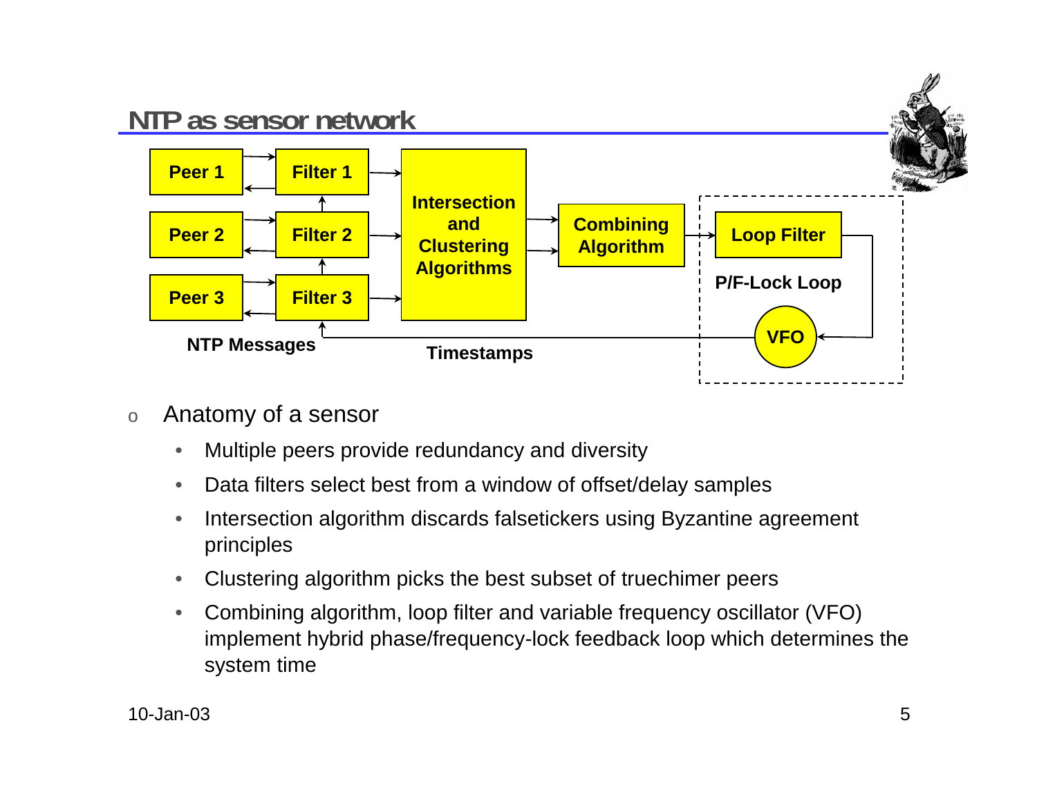## NTP as sensor network

Peer 1 → Filter 1
Peer 2 → Filter 2
Peer 3 → Filter 3
Intersection and Clustering Algorithms
Combining Algorithm
Loop Filter
P/F-Lock Loop
VFO
NTP Messages
Timestamps

- Anatomy of a sensor
  - Multiple peers provide redundancy and diversity
  - Data filters select best from a window of offset/delay samples
  - Intersection algorithm discards falsetickers using Byzantine agreement principles
  - Clustering algorithm picks the best subset of truechimer peers
  - Combining algorithm, loop filter and variable frequency oscillator (VFO) implement hybrid phase/frequency-lock feedback loop which determines the system time

10-Jan-03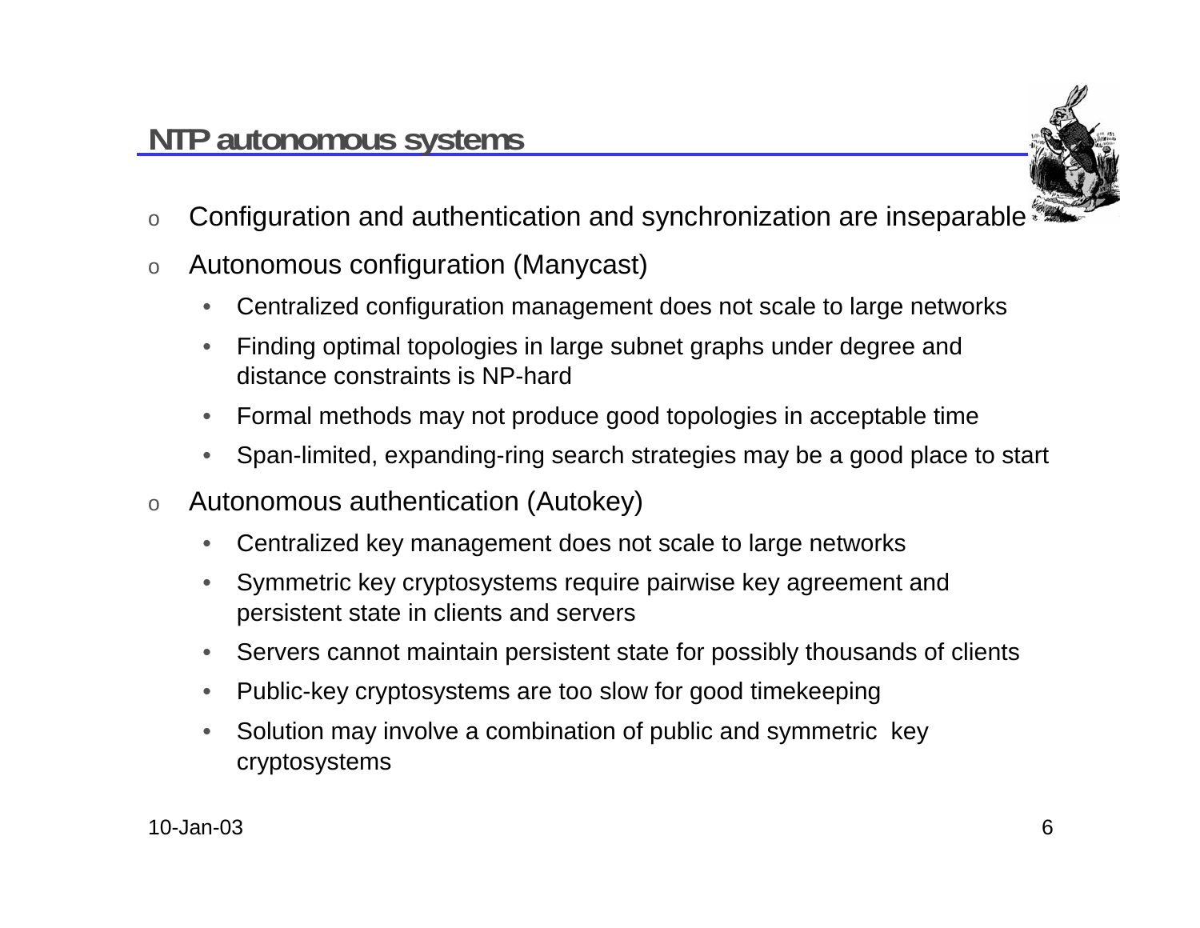## NTP autonomous systems

- Configuration and authentication and synchronization are inseparable
- Autonomous configuration (Manycast)
  - Centralized configuration management does not scale to large networks
  - Finding optimal topologies in large subnet graphs under degree and distance constraints is NP-hard
  - Formal methods may not produce good topologies in acceptable time
  - Span-limited, expanding-ring search strategies may be a good place to start
- Autonomous authentication (Autokey)
  - Centralized key management does not scale to large networks
  - Symmetric key cryptosystems require pairwise key agreement and persistent state in clients and servers
  - Servers cannot maintain persistent state for possibly thousands of clients
  - Public-key cryptosystems are too slow for good timekeeping
  - Solution may involve a combination of public and symmetric key cryptosystems

10-Jan-03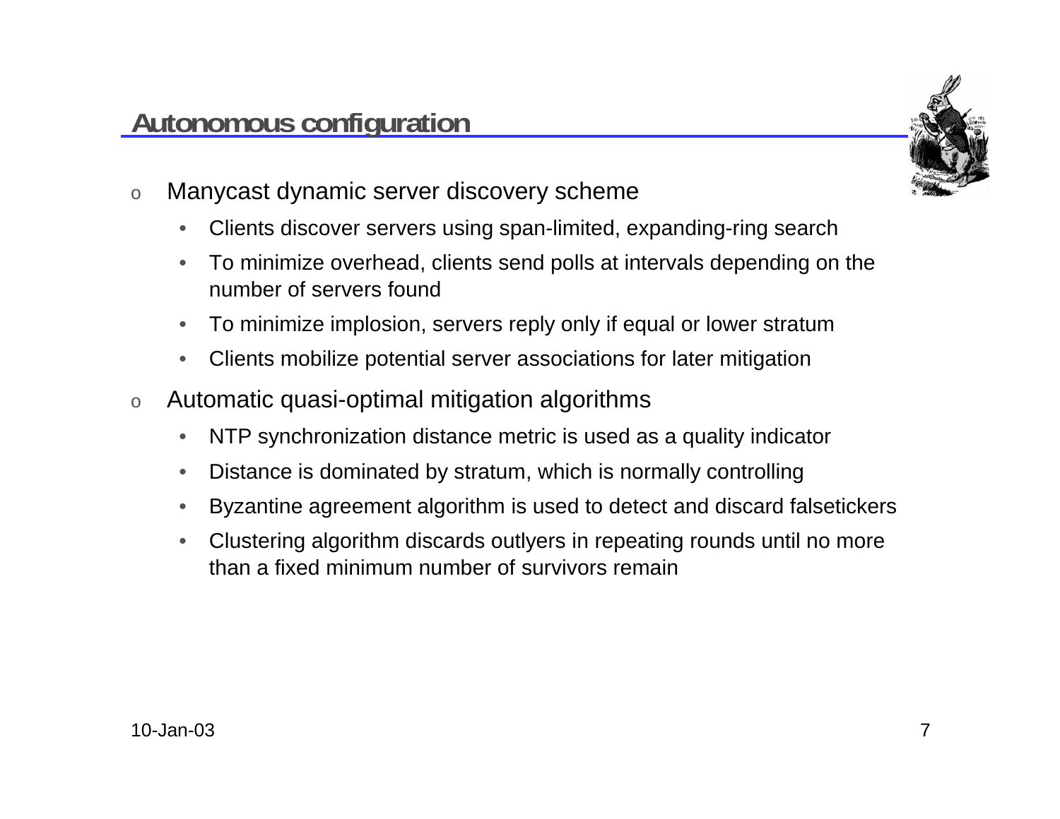## Autonomous configuration

- Manycast dynamic server discovery scheme
  - Clients discover servers using span-limited, expanding-ring search
  - To minimize overhead, clients send polls at intervals depending on the number of servers found
  - To minimize implosion, servers reply only if equal or lower stratum
  - Clients mobilize potential server associations for later mitigation
- Automatic quasi-optimal mitigation algorithms
  - NTP synchronization distance metric is used as a quality indicator
  - Distance is dominated by stratum, which is normally controlling
  - Byzantine agreement algorithm is used to detect and discard falsetickers
  - Clustering algorithm discards outlyers in repeating rounds until no more than a fixed minimum number of survivors remain

10-Jan-03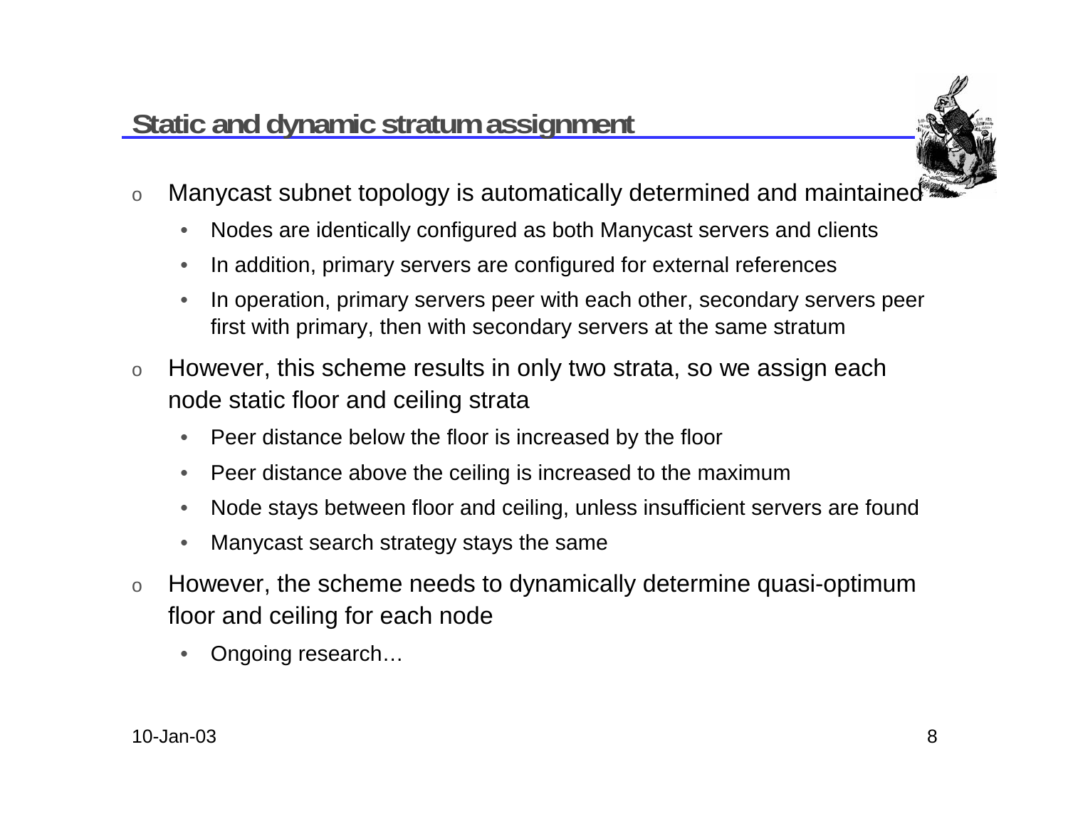## Static and dynamic stratum assignment

- Manycast subnet topology is automatically determined and maintained
  - Nodes are identically configured as both Manycast servers and clients
  - In addition, primary servers are configured for external references
  - In operation, primary servers peer with each other, secondary servers peer first with primary, then with secondary servers at the same stratum
- However, this scheme results in only two strata, so we assign each node static floor and ceiling strata
  - Peer distance below the floor is increased by the floor
  - Peer distance above the ceiling is increased to the maximum
  - Node stays between floor and ceiling, unless insufficient servers are found
  - Manycast search strategy stays the same
- However, the scheme needs to dynamically determine quasi-optimum floor and ceiling for each node
  - Ongoing research…

10-Jan-03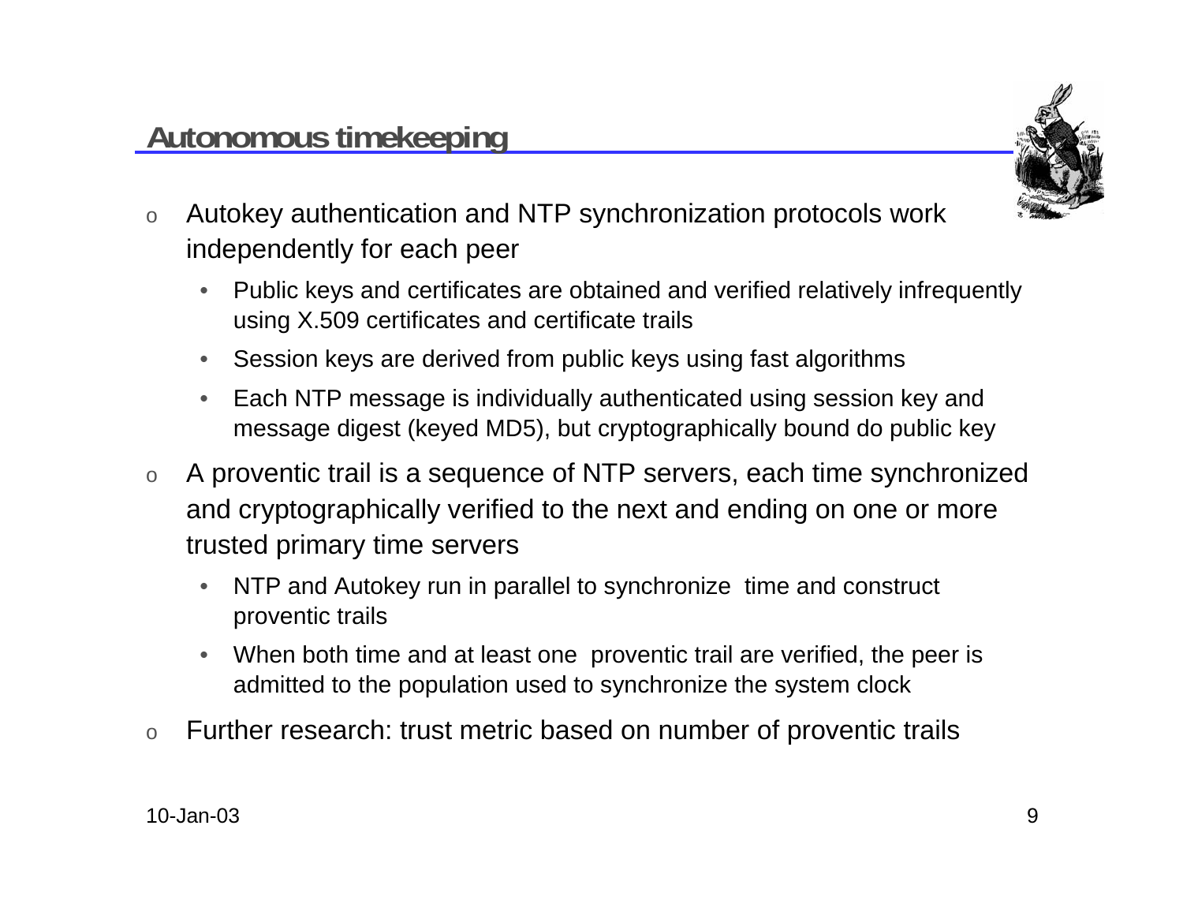## Autonomous timekeeping

- Autokey authentication and NTP synchronization protocols work independently for each peer
  - Public keys and certificates are obtained and verified relatively infrequently using X.509 certificates and certificate trails
  - Session keys are derived from public keys using fast algorithms
  - Each NTP message is individually authenticated using session key and message digest (keyed MD5), but cryptographically bound do public key
- A proventic trail is a sequence of NTP servers, each time synchronized and cryptographically verified to the next and ending on one or more trusted primary time servers
  - NTP and Autokey run in parallel to synchronize time and construct proventic trails
  - When both time and at least one proventic trail are verified, the peer is admitted to the population used to synchronize the system clock
- Further research: trust metric based on number of proventic trails

10-Jan-03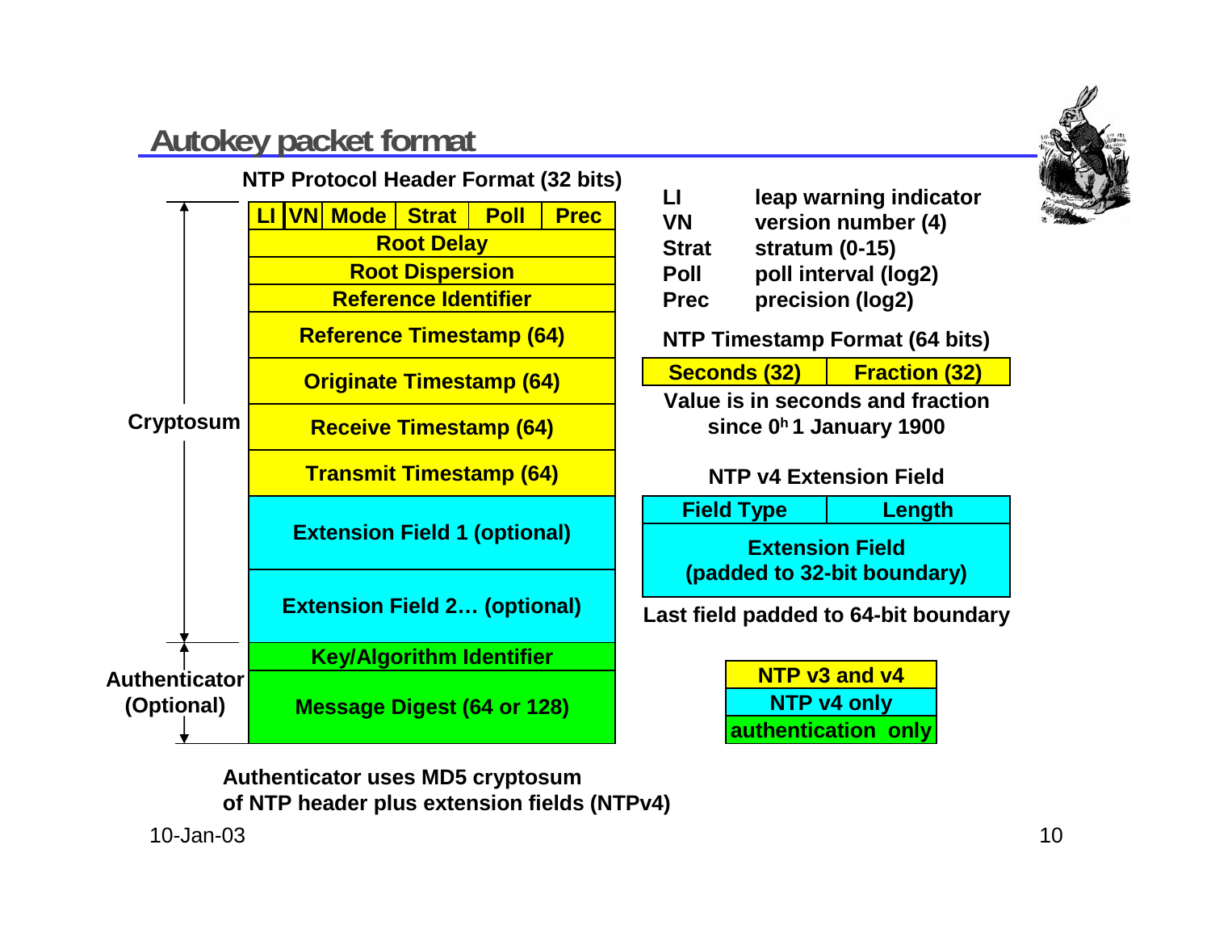# Autokey packet format

**NTP Protocol Header Format (32 bits)**

| LI | VN | Mode | Strat | Poll | Prec |
|---|---|---|---|---|---|
| Root Delay | | | | | |
| Root Dispersion | | | | | |
| Reference Identifier | | | | | |
| Reference Timestamp (64) | | | | | |
| Originate Timestamp (64) | | | | | |
| Receive Timestamp (64) | | | | | |
| Transmit Timestamp (64) | | | | | |
| Extension Field 1 (optional) | | | | | |
| Extension Field 2… (optional) | | | | | |
| Key/Algorithm Identifier | | | | | |
| Message Digest (64 or 128) | | | | | |

Cryptosum: covers header through extension fields

Authenticator (Optional): Key/Algorithm Identifier and Message Digest

| | |
|---|---|
| LI | leap warning indicator |
| VN | version number (4) |
| Strat | stratum (0-15) |
| Poll | poll interval (log2) |
| Prec | precision (log2) |

**NTP Timestamp Format (64 bits)**

| Seconds (32) | Fraction (32) |
|---|---|

Value is in seconds and fraction since 0[h] 1 January 1900

**NTP v4 Extension Field**

| Field Type | Length |
|---|---|
| Extension Field (padded to 32-bit boundary) | |

Last field padded to 64-bit boundary

| Legend |
|---|
| NTP v3 and v4 |
| NTP v4 only |
| authentication only |

Authenticator uses MD5 cryptosum of NTP header plus extension fields (NTPv4)

10-Jan-03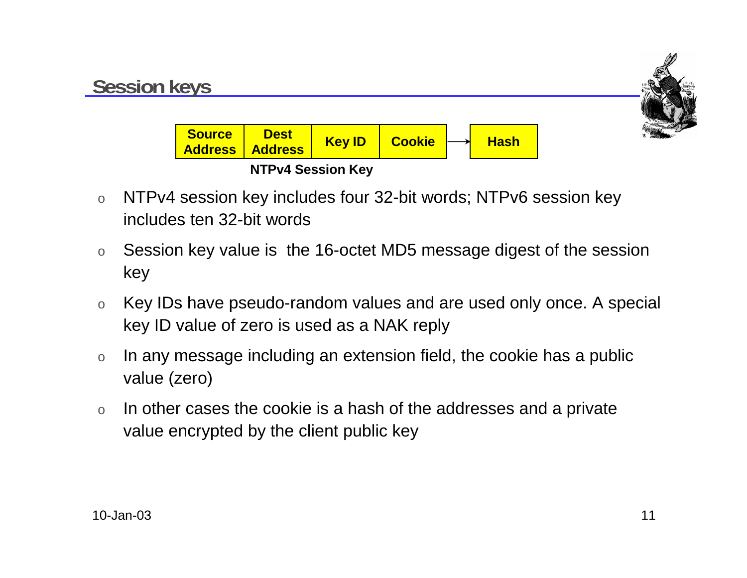## Session keys

| Source Address | Dest Address | Key ID | Cookie | → | Hash |
| --- | --- | --- | --- | --- | --- |

**NTPv4 Session Key**

- NTPv4 session key includes four 32-bit words; NTPv6 session key includes ten 32-bit words
- Session key value is the 16-octet MD5 message digest of the session key
- Key IDs have pseudo-random values and are used only once. A special key ID value of zero is used as a NAK reply
- In any message including an extension field, the cookie has a public value (zero)
- In other cases the cookie is a hash of the addresses and a private value encrypted by the client public key

10-Jan-03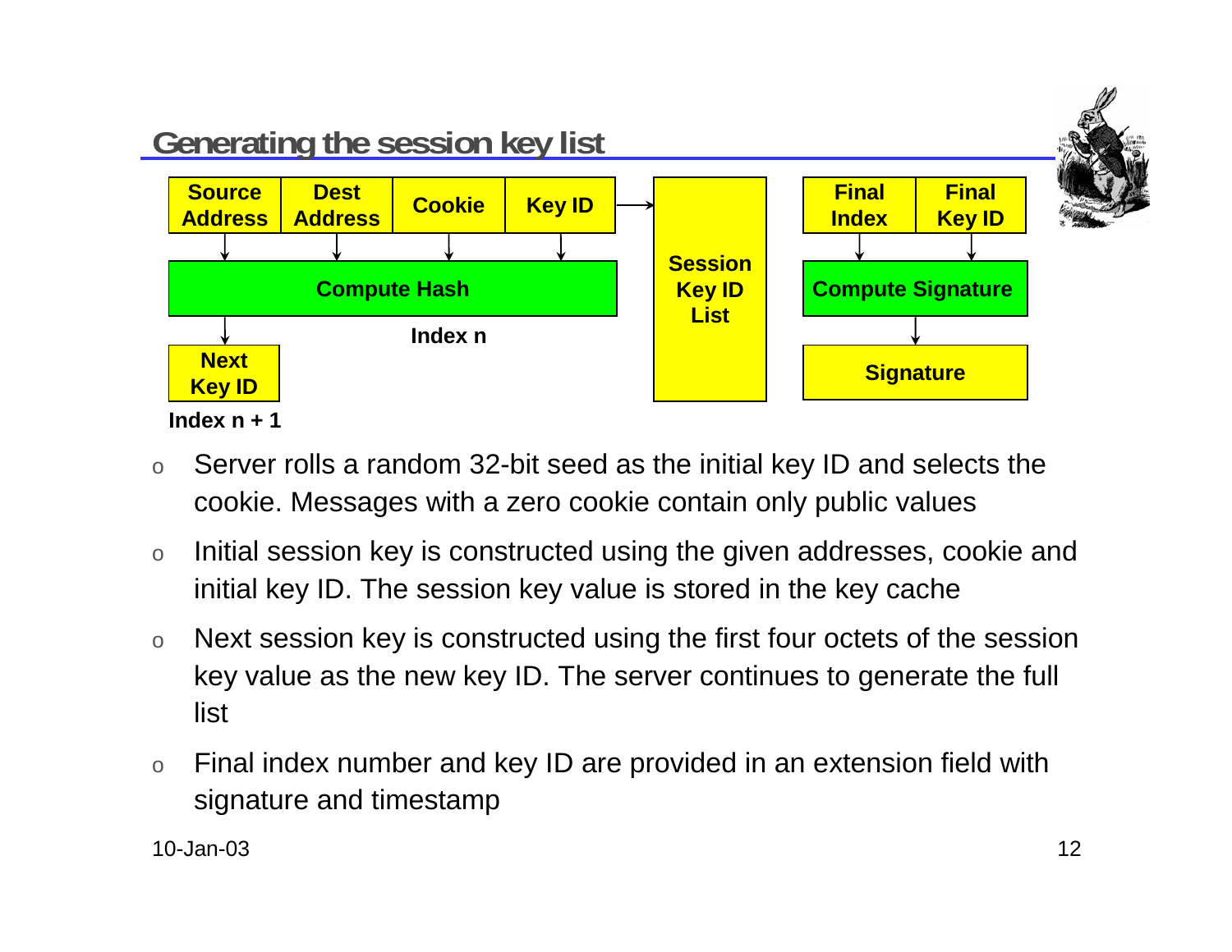## Generating the session key list

Source Address | Dest Address | Cookie | Key ID → Compute Hash → Next Key ID (Index n + 1)

Index n

Session Key ID List

Final Index | Final Key ID → Compute Signature → Signature

- Server rolls a random 32-bit seed as the initial key ID and selects the cookie. Messages with a zero cookie contain only public values
- Initial session key is constructed using the given addresses, cookie and initial key ID. The session key value is stored in the key cache
- Next session key is constructed using the first four octets of the session key value as the new key ID. The server continues to generate the full list
- Final index number and key ID are provided in an extension field with signature and timestamp

10-Jan-03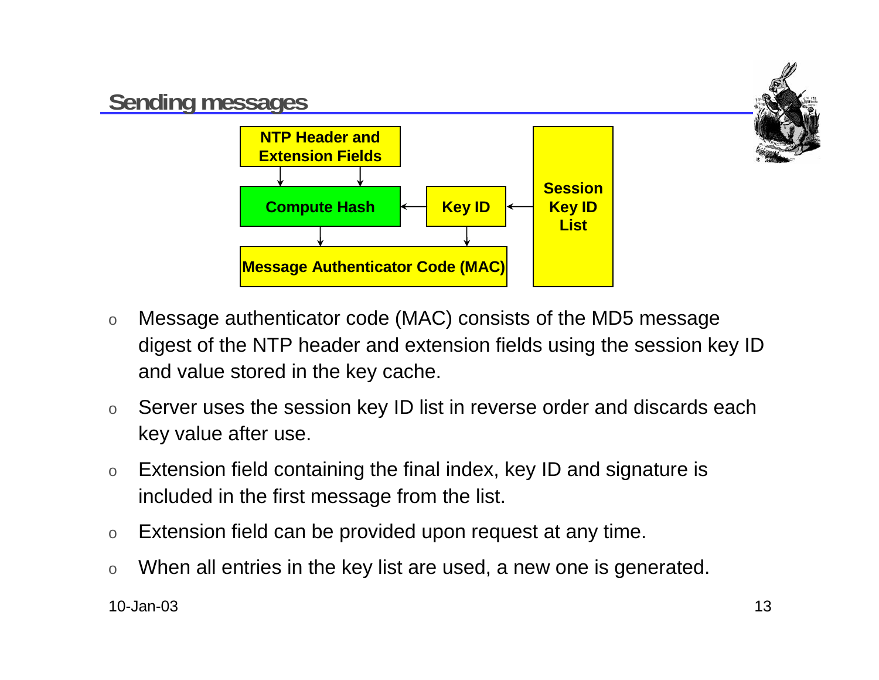## Sending messages

NTP Header and Extension Fields

Compute Hash

Key ID

Session Key ID List

Message Authenticator Code (MAC)

- Message authenticator code (MAC) consists of the MD5 message digest of the NTP header and extension fields using the session key ID and value stored in the key cache.
- Server uses the session key ID list in reverse order and discards each key value after use.
- Extension field containing the final index, key ID and signature is included in the first message from the list.
- Extension field can be provided upon request at any time.
- When all entries in the key list are used, a new one is generated.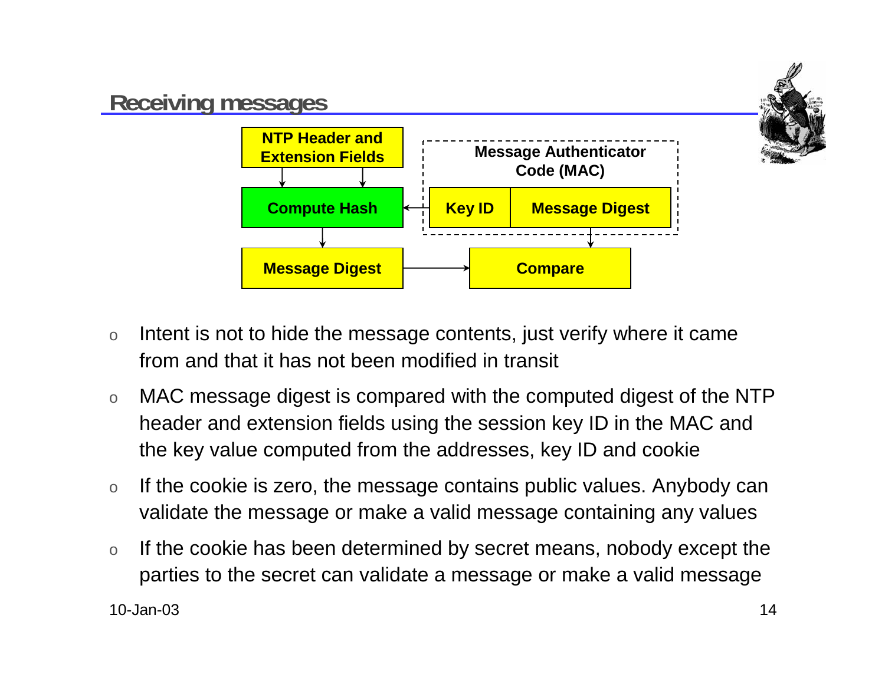## Receiving messages

NTP Header and Extension Fields

Compute Hash

Message Authenticator Code (MAC)

Key ID | Message Digest

Message Digest

Compare

- Intent is not to hide the message contents, just verify where it came from and that it has not been modified in transit
- MAC message digest is compared with the computed digest of the NTP header and extension fields using the session key ID in the MAC and the key value computed from the addresses, key ID and cookie
- If the cookie is zero, the message contains public values. Anybody can validate the message or make a valid message containing any values
- If the cookie has been determined by secret means, nobody except the parties to the secret can validate a message or make a valid message

10-Jan-03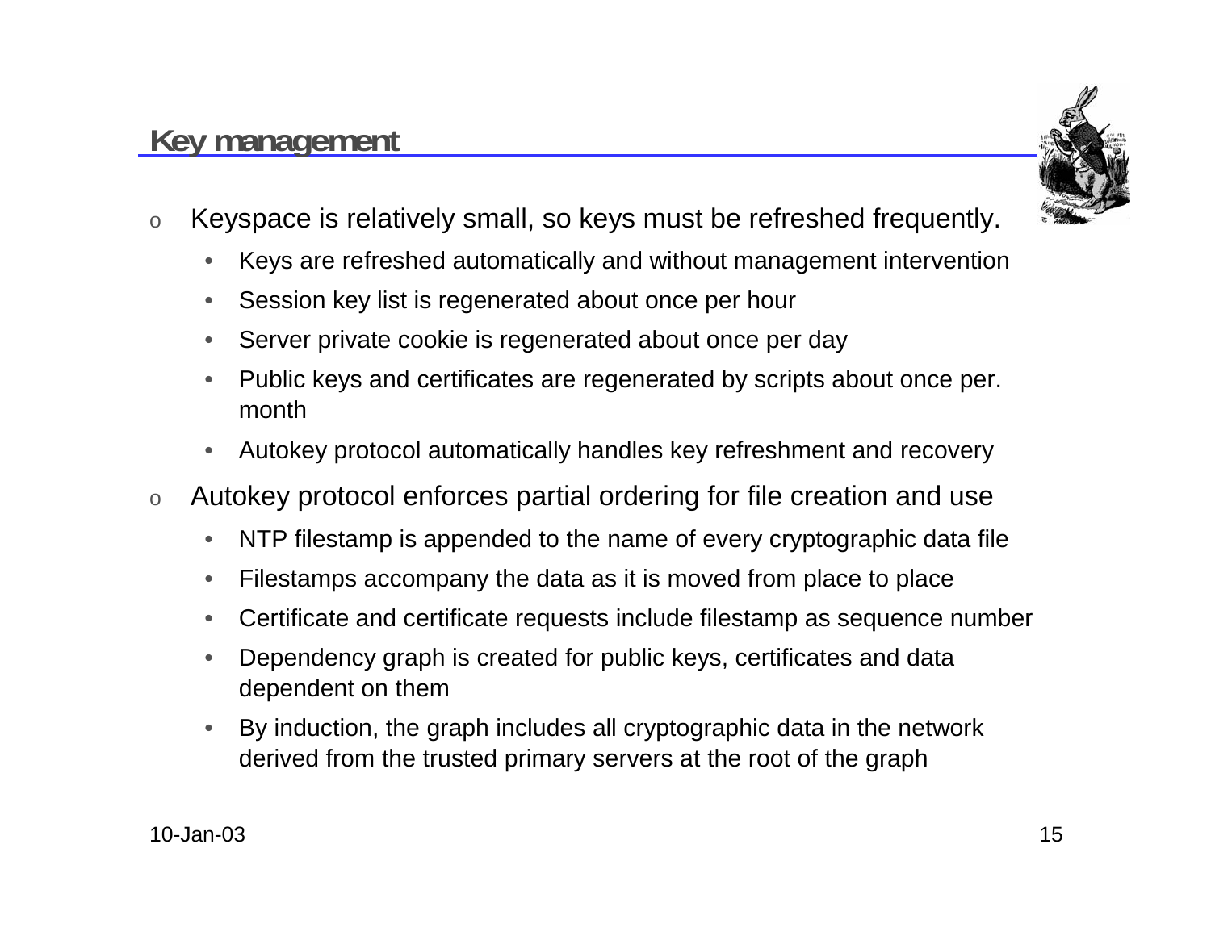# Key management

- Keyspace is relatively small, so keys must be refreshed frequently.
  - Keys are refreshed automatically and without management intervention
  - Session key list is regenerated about once per hour
  - Server private cookie is regenerated about once per day
  - Public keys and certificates are regenerated by scripts about once per. month
  - Autokey protocol automatically handles key refreshment and recovery
- Autokey protocol enforces partial ordering for file creation and use
  - NTP filestamp is appended to the name of every cryptographic data file
  - Filestamps accompany the data as it is moved from place to place
  - Certificate and certificate requests include filestamp as sequence number
  - Dependency graph is created for public keys, certificates and data dependent on them
  - By induction, the graph includes all cryptographic data in the network derived from the trusted primary servers at the root of the graph

10-Jan-03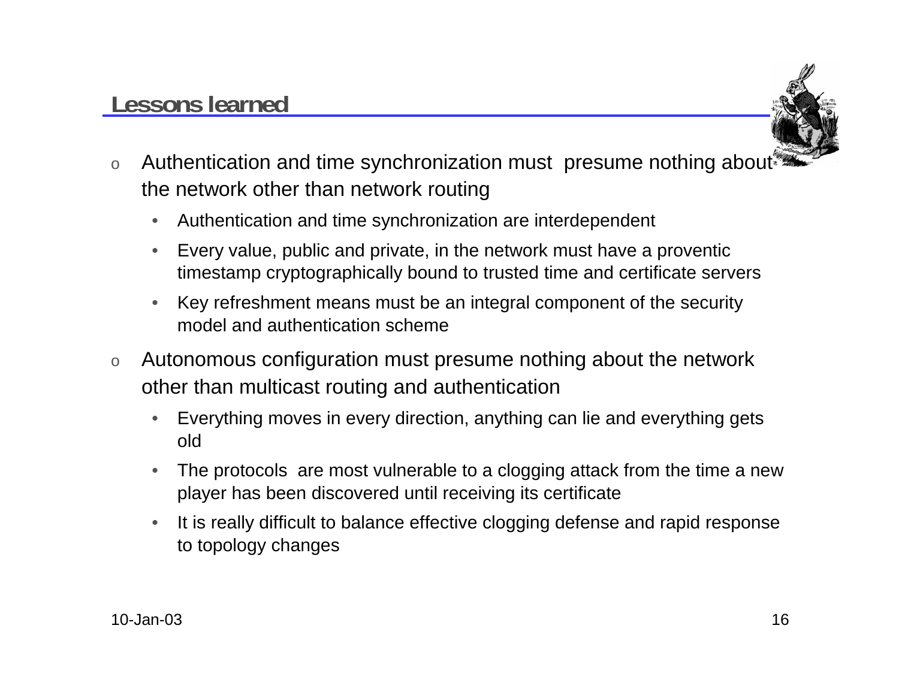## Lessons learned

- Authentication and time synchronization must presume nothing about the network other than network routing
  - Authentication and time synchronization are interdependent
  - Every value, public and private, in the network must have a proventic timestamp cryptographically bound to trusted time and certificate servers
  - Key refreshment means must be an integral component of the security model and authentication scheme
- Autonomous configuration must presume nothing about the network other than multicast routing and authentication
  - Everything moves in every direction, anything can lie and everything gets old
  - The protocols are most vulnerable to a clogging attack from the time a new player has been discovered until receiving its certificate
  - It is really difficult to balance effective clogging defense and rapid response to topology changes

10-Jan-03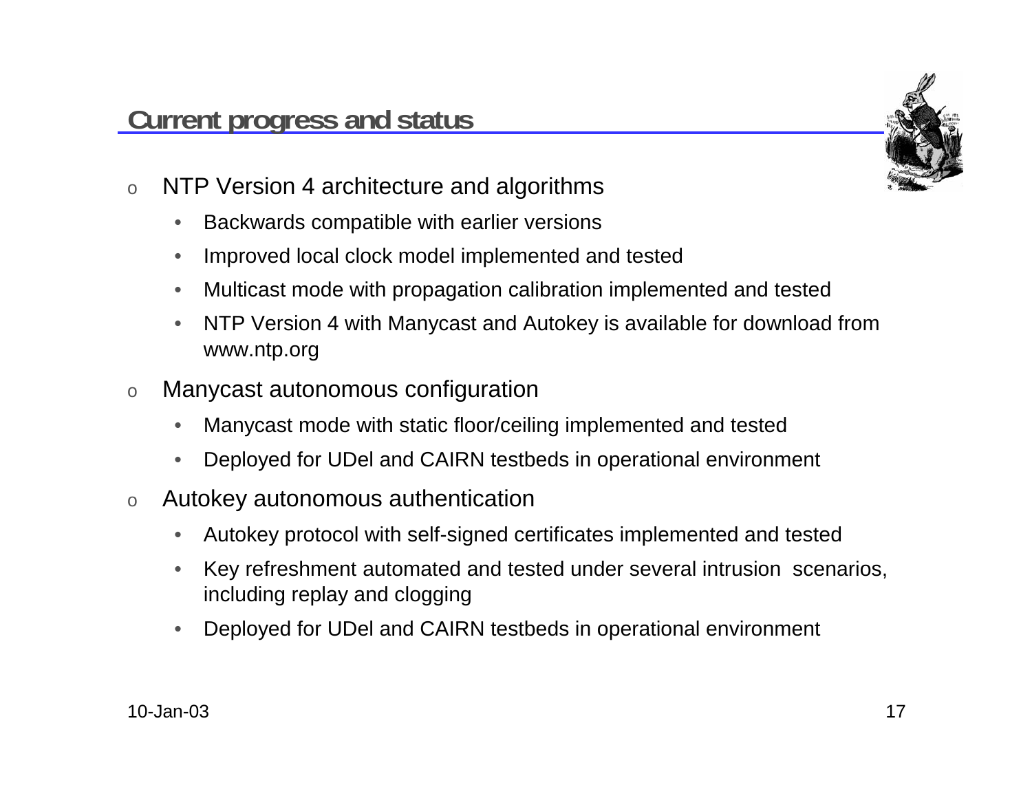## Current progress and status

- NTP Version 4 architecture and algorithms
  - Backwards compatible with earlier versions
  - Improved local clock model implemented and tested
  - Multicast mode with propagation calibration implemented and tested
  - NTP Version 4 with Manycast and Autokey is available for download from www.ntp.org
- Manycast autonomous configuration
  - Manycast mode with static floor/ceiling implemented and tested
  - Deployed for UDel and CAIRN testbeds in operational environment
- Autokey autonomous authentication
  - Autokey protocol with self-signed certificates implemented and tested
  - Key refreshment automated and tested under several intrusion scenarios, including replay and clogging
  - Deployed for UDel and CAIRN testbeds in operational environment

10-Jan-03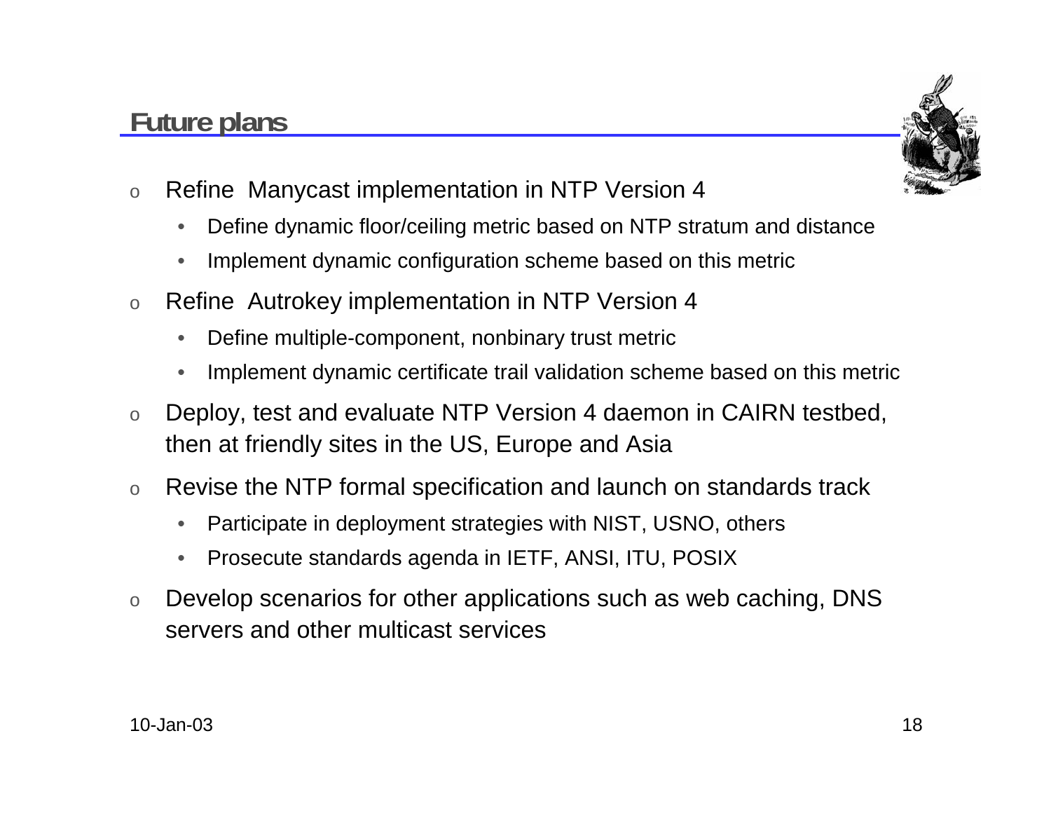## Future plans

- Refine Manycast implementation in NTP Version 4
  - Define dynamic floor/ceiling metric based on NTP stratum and distance
  - Implement dynamic configuration scheme based on this metric
- Refine Autrokey implementation in NTP Version 4
  - Define multiple-component, nonbinary trust metric
  - Implement dynamic certificate trail validation scheme based on this metric
- Deploy, test and evaluate NTP Version 4 daemon in CAIRN testbed, then at friendly sites in the US, Europe and Asia
- Revise the NTP formal specification and launch on standards track
  - Participate in deployment strategies with NIST, USNO, others
  - Prosecute standards agenda in IETF, ANSI, ITU, POSIX
- Develop scenarios for other applications such as web caching, DNS servers and other multicast services

10-Jan-03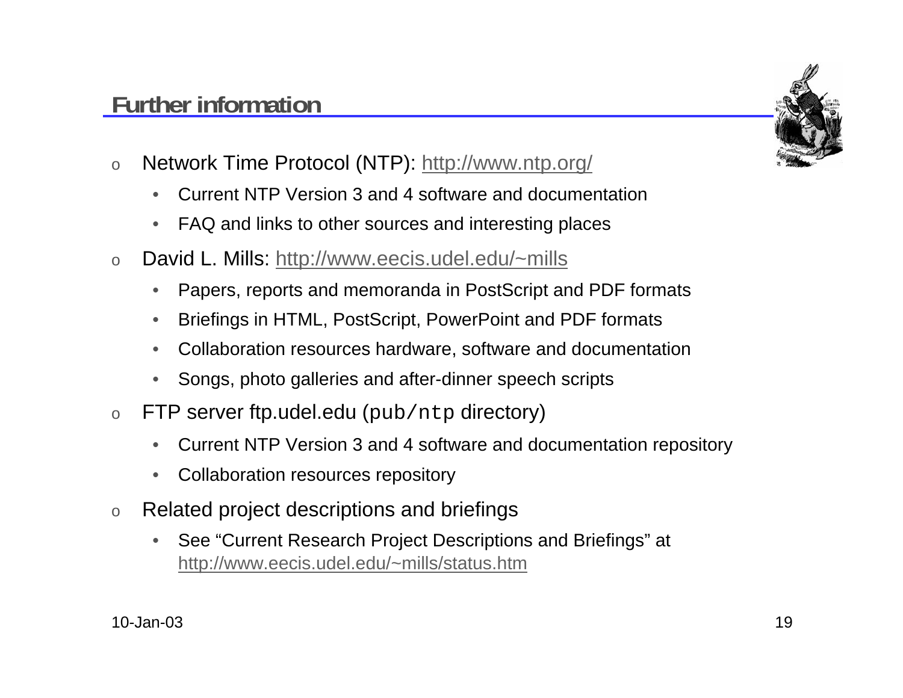## Further information

- Network Time Protocol (NTP): http://www.ntp.org/
  - Current NTP Version 3 and 4 software and documentation
  - FAQ and links to other sources and interesting places
- David L. Mills: http://www.eecis.udel.edu/~mills
  - Papers, reports and memoranda in PostScript and PDF formats
  - Briefings in HTML, PostScript, PowerPoint and PDF formats
  - Collaboration resources hardware, software and documentation
  - Songs, photo galleries and after-dinner speech scripts
- FTP server ftp.udel.edu (`pub/ntp` directory)
  - Current NTP Version 3 and 4 software and documentation repository
  - Collaboration resources repository
- Related project descriptions and briefings
  - See "Current Research Project Descriptions and Briefings" at http://www.eecis.udel.edu/~mills/status.htm

10-Jan-03